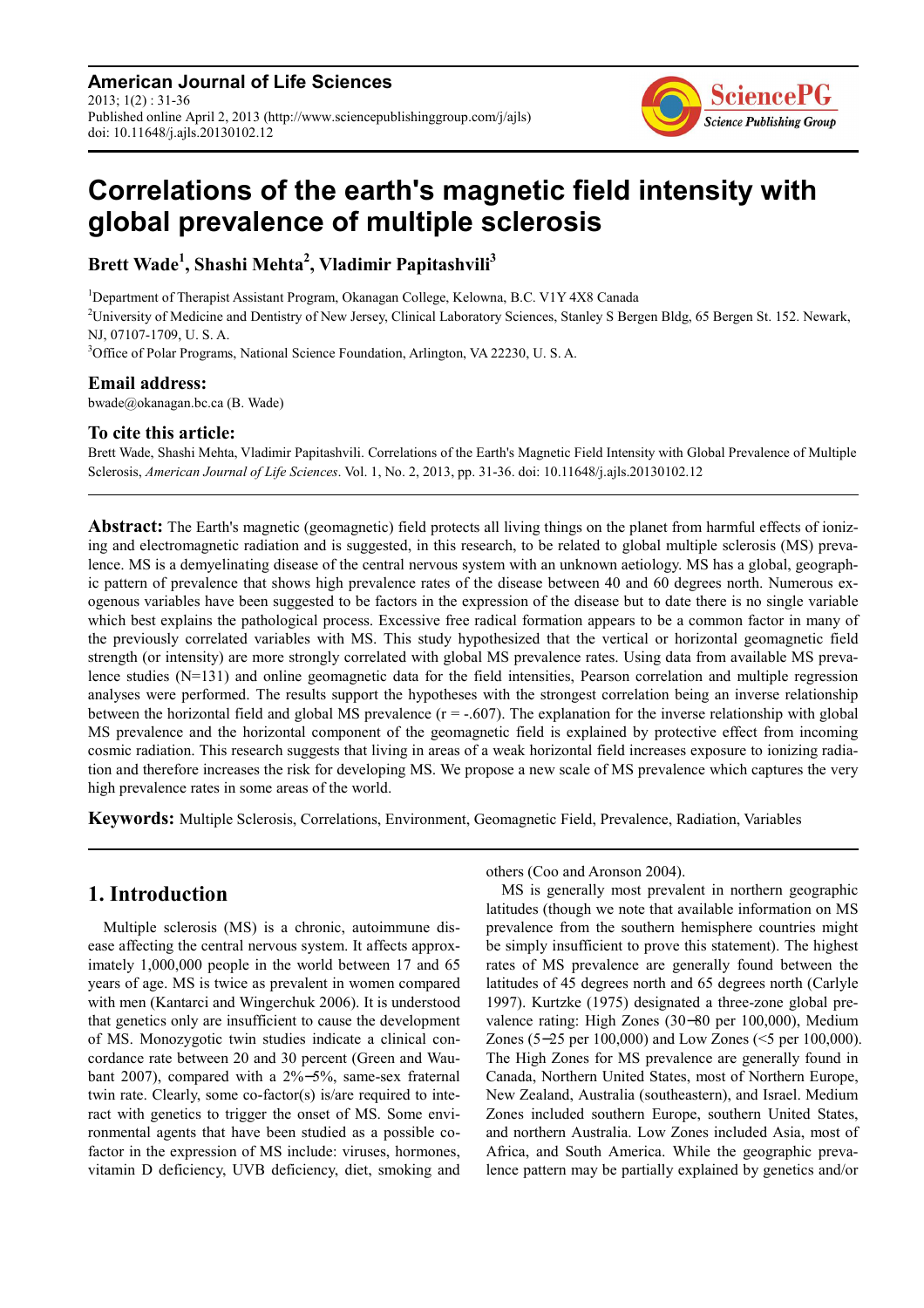# Correlations of the earth's magnetic field intensity with global prevalence of multiple sclerosis

**Brett Wade[1], Shashi Mehta[2], Vladimir Papitashvili[3]**

[1]Department of Therapist Assistant Program, Okanagan College, Kelowna, B.C. V1Y 4X8 Canada

[2]University of Medicine and Dentistry of New Jersey, Clinical Laboratory Sciences, Stanley S Bergen Bldg, 65 Bergen St. 152. Newark, NJ, 07107-1709, U. S. A.

[3]Office of Polar Programs, National Science Foundation, Arlington, VA 22230, U. S. A.

### Email address:

bwade@okanagan.bc.ca (B. Wade)

### To cite this article:

Brett Wade, Shashi Mehta, Vladimir Papitashvili. Correlations of the Earth's Magnetic Field Intensity with Global Prevalence of Multiple Sclerosis, *American Journal of Life Sciences*. Vol. 1, No. 2, 2013, pp. 31-36. doi: 10.11648/j.ajls.20130102.12

---

**Abstract:** The Earth's magnetic (geomagnetic) field protects all living things on the planet from harmful effects of ionizing and electromagnetic radiation and is suggested, in this research, to be related to global multiple sclerosis (MS) prevalence. MS is a demyelinating disease of the central nervous system with an unknown aetiology. MS has a global, geographic pattern of prevalence that shows high prevalence rates of the disease between 40 and 60 degrees north. Numerous exogenous variables have been suggested to be factors in the expression of the disease but to date there is no single variable which best explains the pathological process. Excessive free radical formation appears to be a common factor in many of the previously correlated variables with MS. This study hypothesized that the vertical or horizontal geomagnetic field strength (or intensity) are more strongly correlated with global MS prevalence rates. Using data from available MS prevalence studies (N=131) and online geomagnetic data for the field intensities, Pearson correlation and multiple regression analyses were performed. The results support the hypotheses with the strongest correlation being an inverse relationship between the horizontal field and global MS prevalence (r = -.607). The explanation for the inverse relationship with global MS prevalence and the horizontal component of the geomagnetic field is explained by protective effect from incoming cosmic radiation. This research suggests that living in areas of a weak horizontal field increases exposure to ionizing radiation and therefore increases the risk for developing MS. We propose a new scale of MS prevalence which captures the very high prevalence rates in some areas of the world.

**Keywords:** Multiple Sclerosis, Correlations, Environment, Geomagnetic Field, Prevalence, Radiation, Variables

---

## 1. Introduction

Multiple sclerosis (MS) is a chronic, autoimmune disease affecting the central nervous system. It affects approximately 1,000,000 people in the world between 17 and 65 years of age. MS is twice as prevalent in women compared with men (Kantarci and Wingerchuk 2006). It is understood that genetics only are insufficient to cause the development of MS. Monozygotic twin studies indicate a clinical concordance rate between 20 and 30 percent (Green and Waubant 2007), compared with a 2%−5%, same-sex fraternal twin rate. Clearly, some co-factor(s) is/are required to interact with genetics to trigger the onset of MS. Some environmental agents that have been studied as a possible co-factor in the expression of MS include: viruses, hormones, vitamin D deficiency, UVB deficiency, diet, smoking and others (Coo and Aronson 2004).

MS is generally most prevalent in northern geographic latitudes (though we note that available information on MS prevalence from the southern hemisphere countries might be simply insufficient to prove this statement). The highest rates of MS prevalence are generally found between the latitudes of 45 degrees north and 65 degrees north (Carlyle 1997). Kurtzke (1975) designated a three-zone global prevalence rating: High Zones (30−80 per 100,000), Medium Zones (5−25 per 100,000) and Low Zones (<5 per 100,000). The High Zones for MS prevalence are generally found in Canada, Northern United States, most of Northern Europe, New Zealand, Australia (southeastern), and Israel. Medium Zones included southern Europe, southern United States, and northern Australia. Low Zones included Asia, most of Africa, and South America. While the geographic prevalence pattern may be partially explained by genetics and/or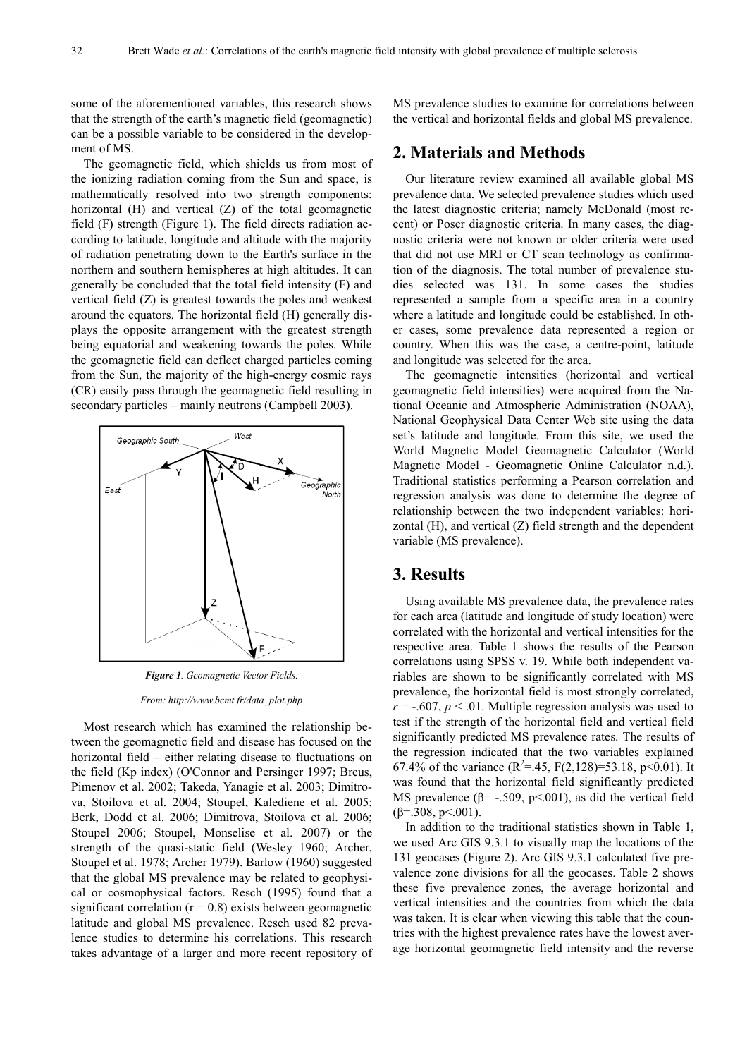some of the aforementioned variables, this research shows that the strength of the earth's magnetic field (geomagnetic) can be a possible variable to be considered in the development of MS.

The geomagnetic field, which shields us from most of the ionizing radiation coming from the Sun and space, is mathematically resolved into two strength components: horizontal (H) and vertical (Z) of the total geomagnetic field (F) strength (Figure 1). The field directs radiation according to latitude, longitude and altitude with the majority of radiation penetrating down to the Earth's surface in the northern and southern hemispheres at high altitudes. It can generally be concluded that the total field intensity (F) and vertical field (Z) is greatest towards the poles and weakest around the equators. The horizontal field (H) generally displays the opposite arrangement with the greatest strength being equatorial and weakening towards the poles. While the geomagnetic field can deflect charged particles coming from the Sun, the majority of the high-energy cosmic rays (CR) easily pass through the geomagnetic field resulting in secondary particles – mainly neutrons (Campbell 2003).

***Figure 1**. Geomagnetic Vector Fields.*

*From: http://www.bcmt.fr/data_plot.php*

Most research which has examined the relationship between the geomagnetic field and disease has focused on the horizontal field – either relating disease to fluctuations on the field (Kp index) (O'Connor and Persinger 1997; Breus, Pimenov et al. 2002; Takeda, Yanagie et al. 2003; Dimitrova, Stoilova et al. 2004; Stoupel, Kalediene et al. 2005; Berk, Dodd et al. 2006; Dimitrova, Stoilova et al. 2006; Stoupel 2006; Stoupel, Monselise et al. 2007) or the strength of the quasi-static field (Wesley 1960; Archer, Stoupel et al. 1978; Archer 1979). Barlow (1960) suggested that the global MS prevalence may be related to geophysical or cosmophysical factors. Resch (1995) found that a significant correlation ($r = 0.8$) exists between geomagnetic latitude and global MS prevalence. Resch used 82 prevalence studies to determine his correlations. This research takes advantage of a larger and more recent repository of MS prevalence studies to examine for correlations between the vertical and horizontal fields and global MS prevalence.

## 2. Materials and Methods

Our literature review examined all available global MS prevalence data. We selected prevalence studies which used the latest diagnostic criteria; namely McDonald (most recent) or Poser diagnostic criteria. In many cases, the diagnostic criteria were not known or older criteria were used that did not use MRI or CT scan technology as confirmation of the diagnosis. The total number of prevalence studies selected was 131. In some cases the studies represented a sample from a specific area in a country where a latitude and longitude could be established. In other cases, some prevalence data represented a region or country. When this was the case, a centre-point, latitude and longitude was selected for the area.

The geomagnetic intensities (horizontal and vertical geomagnetic field intensities) were acquired from the National Oceanic and Atmospheric Administration (NOAA), National Geophysical Data Center Web site using the data set's latitude and longitude. From this site, we used the World Magnetic Model Geomagnetic Calculator (World Magnetic Model - Geomagnetic Online Calculator n.d.). Traditional statistics performing a Pearson correlation and regression analysis was done to determine the degree of relationship between the two independent variables: horizontal (H), and vertical (Z) field strength and the dependent variable (MS prevalence).

## 3. Results

Using available MS prevalence data, the prevalence rates for each area (latitude and longitude of study location) were correlated with the horizontal and vertical intensities for the respective area. Table 1 shows the results of the Pearson correlations using SPSS v. 19. While both independent variables are shown to be significantly correlated with MS prevalence, the horizontal field is most strongly correlated, $r = -.607$, $p < .01$. Multiple regression analysis was used to test if the strength of the horizontal field and vertical field significantly predicted MS prevalence rates. The results of the regression indicated that the two variables explained 67.4% of the variance ($R^2=.45$, $F(2,128)=53.18$, $p<0.01$). It was found that the horizontal field significantly predicted MS prevalence ($\beta= -.509$, $p<.001$), as did the vertical field ($\beta=.308$, $p<.001$).

In addition to the traditional statistics shown in Table 1, we used Arc GIS 9.3.1 to visually map the locations of the 131 geocases (Figure 2). Arc GIS 9.3.1 calculated five prevalence zone divisions for all the geocases. Table 2 shows these five prevalence zones, the average horizontal and vertical intensities and the countries from which the data was taken. It is clear when viewing this table that the countries with the highest prevalence rates have the lowest average horizontal geomagnetic field intensity and the reverse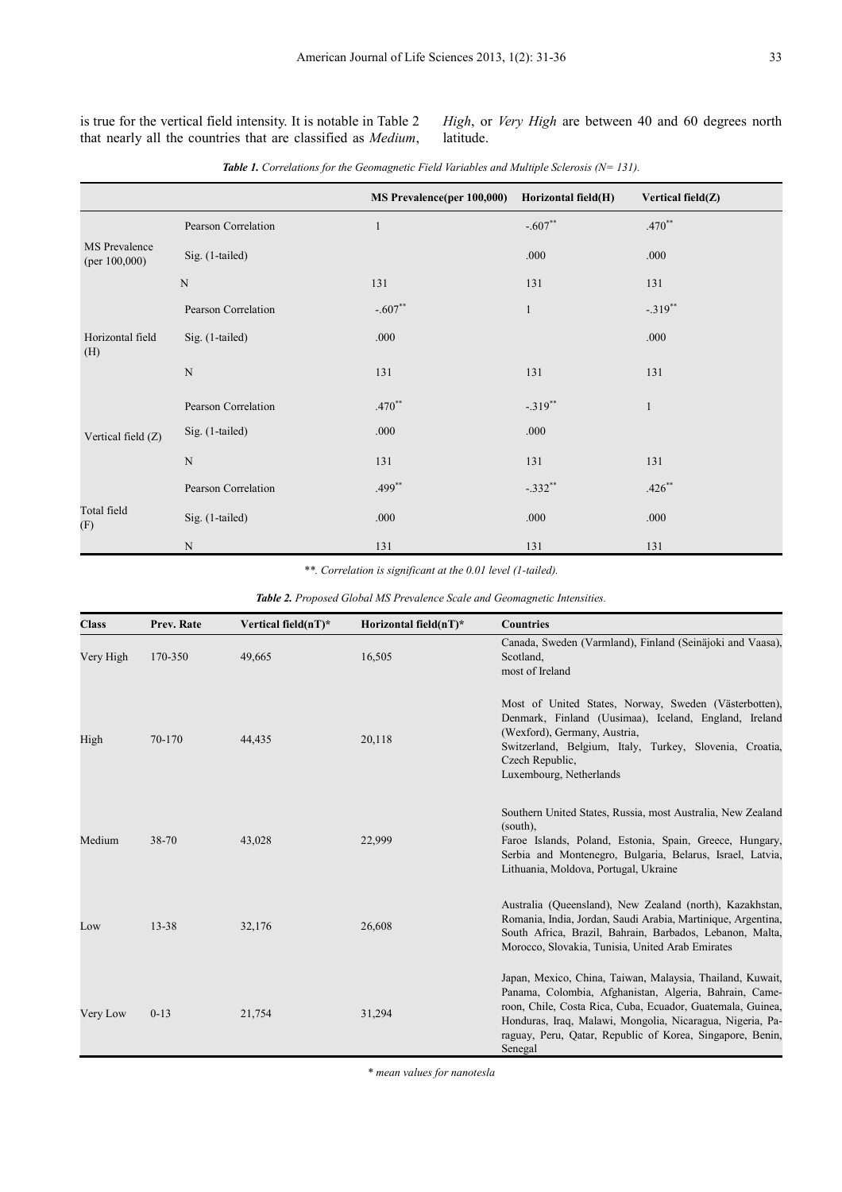is true for the vertical field intensity. It is notable in Table 2 that nearly all the countries that are classified as *Medium*, *High*, or *Very High* are between 40 and 60 degrees north latitude.

***Table 1.*** *Correlations for the Geomagnetic Field Variables and Multiple Sclerosis (N= 131).*

| | | MS Prevalence(per 100,000) | Horizontal field(H) | Vertical field(Z) |
|---|---|---|---|---|
| MS Prevalence (per 100,000) | Pearson Correlation | 1 | -.607** | .470** |
| | Sig. (1-tailed) | | .000 | .000 |
| | N | 131 | 131 | 131 |
| Horizontal field (H) | Pearson Correlation | -.607** | 1 | -.319** |
| | Sig. (1-tailed) | .000 | | .000 |
| | N | 131 | 131 | 131 |
| Vertical field (Z) | Pearson Correlation | .470** | -.319** | 1 |
| | Sig. (1-tailed) | .000 | .000 | |
| | N | 131 | 131 | 131 |
| Total field (F) | Pearson Correlation | .499** | -.332** | .426** |
| | Sig. (1-tailed) | .000 | .000 | .000 |
| | N | 131 | 131 | 131 |

*\*\*. Correlation is significant at the 0.01 level (1-tailed).*

***Table 2.*** *Proposed Global MS Prevalence Scale and Geomagnetic Intensities.*

| Class | Prev. Rate | Vertical field(nT)* | Horizontal field(nT)* | Countries |
|---|---|---|---|---|
| Very High | 170-350 | 49,665 | 16,505 | Canada, Sweden (Varmland), Finland (Seinäjoki and Vaasa), Scotland, most of Ireland |
| High | 70-170 | 44,435 | 20,118 | Most of United States, Norway, Sweden (Västerbotten), Denmark, Finland (Uusimaa), Iceland, England, Ireland (Wexford), Germany, Austria, Switzerland, Belgium, Italy, Turkey, Slovenia, Croatia, Czech Republic, Luxembourg, Netherlands |
| Medium | 38-70 | 43,028 | 22,999 | Southern United States, Russia, most Australia, New Zealand (south), Faroe Islands, Poland, Estonia, Spain, Greece, Hungary, Serbia and Montenegro, Bulgaria, Belarus, Israel, Latvia, Lithuania, Moldova, Portugal, Ukraine |
| Low | 13-38 | 32,176 | 26,608 | Australia (Queensland), New Zealand (north), Kazakhstan, Romania, India, Jordan, Saudi Arabia, Martinique, Argentina, South Africa, Brazil, Bahrain, Barbados, Lebanon, Malta, Morocco, Slovakia, Tunisia, United Arab Emirates |
| Very Low | 0-13 | 21,754 | 31,294 | Japan, Mexico, China, Taiwan, Malaysia, Thailand, Kuwait, Panama, Colombia, Afghanistan, Algeria, Bahrain, Cameroon, Chile, Costa Rica, Cuba, Ecuador, Guatemala, Guinea, Honduras, Iraq, Malawi, Mongolia, Nicaragua, Nigeria, Paraguay, Peru, Qatar, Republic of Korea, Singapore, Benin, Senegal |

*\* mean values for nanotesla*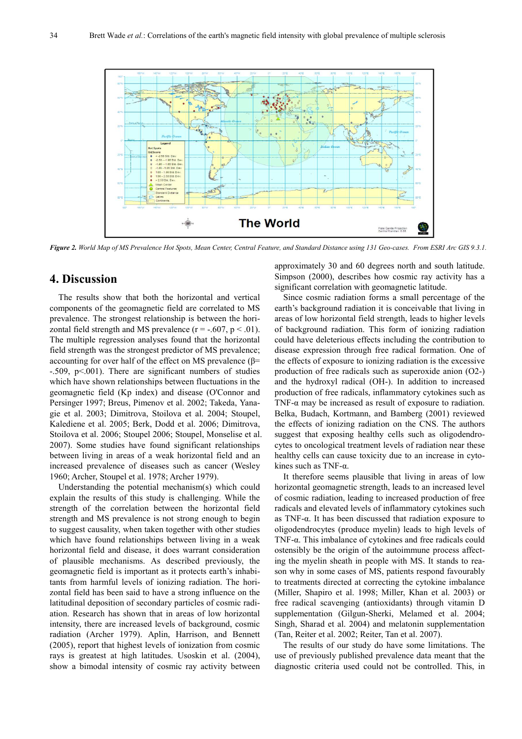*Figure 2. World Map of MS Prevalence Hot Spots, Mean Center, Central Feature, and Standard Distance using 131 Geo-cases. From ESRI Arc GIS 9.3.1.*

## 4. Discussion

The results show that both the horizontal and vertical components of the geomagnetic field are correlated to MS prevalence. The strongest relationship is between the horizontal field strength and MS prevalence ($r = -.607$, $p < .01$). The multiple regression analyses found that the horizontal field strength was the strongest predictor of MS prevalence; accounting for over half of the effect on MS prevalence ($\beta = -.509$, $p < .001$). There are significant numbers of studies which have shown relationships between fluctuations in the geomagnetic field (Kp index) and disease (O'Connor and Persinger 1997; Breus, Pimenov et al. 2002; Takeda, Yanagie et al. 2003; Dimitrova, Stoilova et al. 2004; Stoupel, Kalediene et al. 2005; Berk, Dodd et al. 2006; Dimitrova, Stoilova et al. 2006; Stoupel 2006; Stoupel, Monselise et al. 2007). Some studies have found significant relationships between living in areas of a weak horizontal field and an increased prevalence of diseases such as cancer (Wesley 1960; Archer, Stoupel et al. 1978; Archer 1979).

Understanding the potential mechanism(s) which could explain the results of this study is challenging. While the strength of the correlation between the horizontal field strength and MS prevalence is not strong enough to begin to suggest causality, when taken together with other studies which have found relationships between living in a weak horizontal field and disease, it does warrant consideration of plausible mechanisms. As described previously, the geomagnetic field is important as it protects earth's inhabitants from harmful levels of ionizing radiation. The horizontal field has been said to have a strong influence on the latitudinal deposition of secondary particles of cosmic radiation. Research has shown that in areas of low horizontal intensity, there are increased levels of background, cosmic radiation (Archer 1979). Aplin, Harrison, and Bennett (2005), report that highest levels of ionization from cosmic rays is greatest at high latitudes. Usoskin et al. (2004), show a bimodal intensity of cosmic ray activity between approximately 30 and 60 degrees north and south latitude. Simpson (2000), describes how cosmic ray activity has a significant correlation with geomagnetic latitude.

Since cosmic radiation forms a small percentage of the earth's background radiation it is conceivable that living in areas of low horizontal field strength, leads to higher levels of background radiation. This form of ionizing radiation could have deleterious effects including the contribution to disease expression through free radical formation. One of the effects of exposure to ionizing radiation is the excessive production of free radicals such as superoxide anion ($O2^-$) and the hydroxyl radical ($OH^-$). In addition to increased production of free radicals, inflammatory cytokines such as TNF-α may be increased as result of exposure to radiation. Belka, Budach, Kortmann, and Bamberg (2001) reviewed the effects of ionizing radiation on the CNS. The authors suggest that exposing healthy cells such as oligodendrocytes to oncological treatment levels of radiation near these healthy cells can cause toxicity due to an increase in cytokines such as TNF-α.

It therefore seems plausible that living in areas of low horizontal geomagnetic strength, leads to an increased level of cosmic radiation, leading to increased production of free radicals and elevated levels of inflammatory cytokines such as TNF-α. It has been discussed that radiation exposure to oligodendrocytes (produce myelin) leads to high levels of TNF-α. This imbalance of cytokines and free radicals could ostensibly be the origin of the autoimmune process affecting the myelin sheath in people with MS. It stands to reason why in some cases of MS, patients respond favourably to treatments directed at correcting the cytokine imbalance (Miller, Shapiro et al. 1998; Miller, Khan et al. 2003) or free radical scavenging (antioxidants) through vitamin D supplementation (Gilgun-Sherki, Melamed et al. 2004; Singh, Sharad et al. 2004) and melatonin supplementation (Tan, Reiter et al. 2002; Reiter, Tan et al. 2007).

The results of our study do have some limitations. The use of previously published prevalence data meant that the diagnostic criteria used could not be controlled. This, in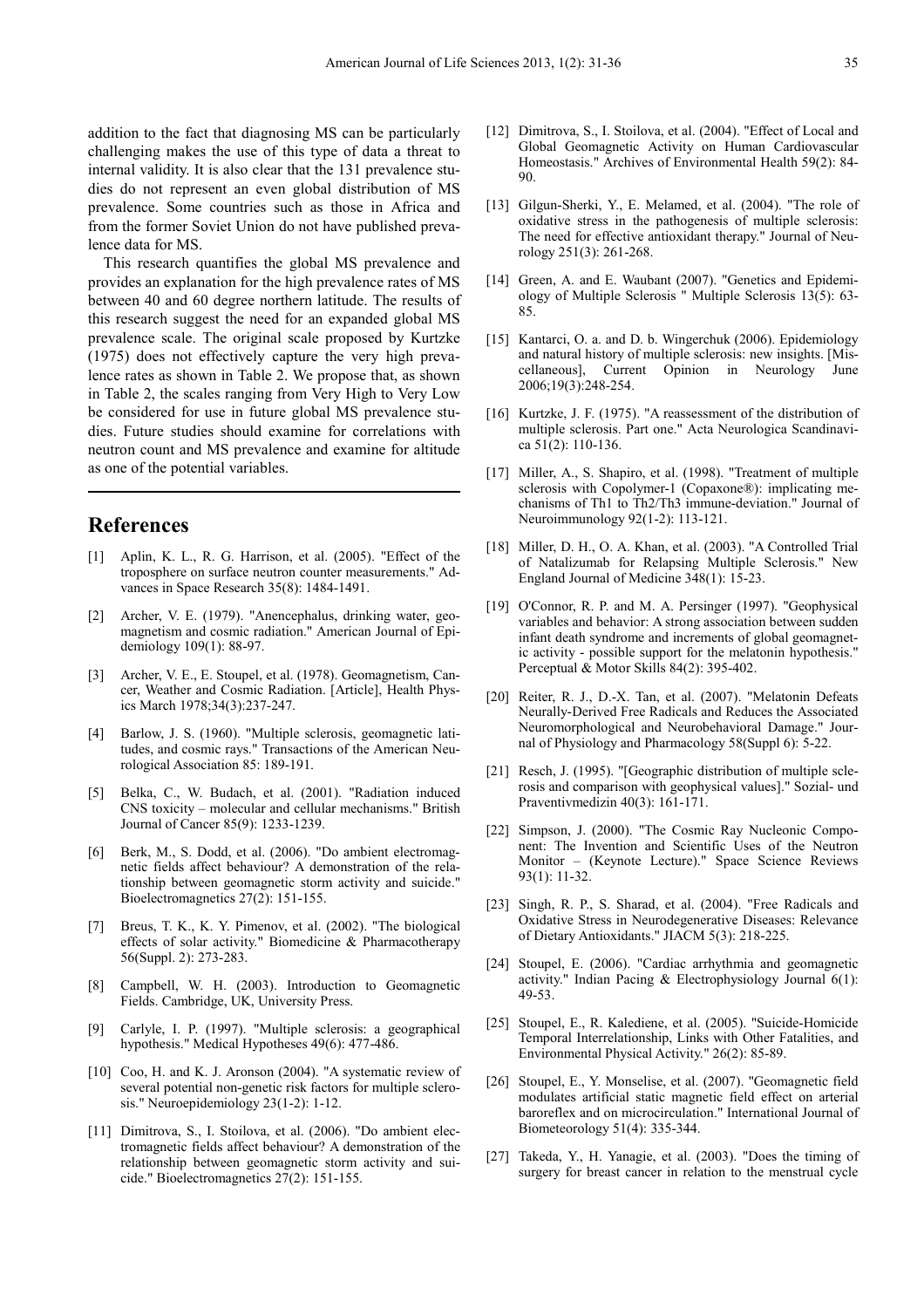addition to the fact that diagnosing MS can be particularly challenging makes the use of this type of data a threat to internal validity. It is also clear that the 131 prevalence studies do not represent an even global distribution of MS prevalence. Some countries such as those in Africa and from the former Soviet Union do not have published prevalence data for MS.

This research quantifies the global MS prevalence and provides an explanation for the high prevalence rates of MS between 40 and 60 degree northern latitude. The results of this research suggest the need for an expanded global MS prevalence scale. The original scale proposed by Kurtzke (1975) does not effectively capture the very high prevalence rates as shown in Table 2. We propose that, as shown in Table 2, the scales ranging from Very High to Very Low be considered for use in future global MS prevalence studies. Future studies should examine for correlations with neutron count and MS prevalence and examine for altitude as one of the potential variables.

## References

[1] Aplin, K. L., R. G. Harrison, et al. (2005). "Effect of the troposphere on surface neutron counter measurements." Advances in Space Research 35(8): 1484-1491.

[2] Archer, V. E. (1979). "Anencephalus, drinking water, geomagnetism and cosmic radiation." American Journal of Epidemiology 109(1): 88-97.

[3] Archer, V. E., E. Stoupel, et al. (1978). Geomagnetism, Cancer, Weather and Cosmic Radiation. [Article], Health Physics March 1978;34(3):237-247.

[4] Barlow, J. S. (1960). "Multiple sclerosis, geomagnetic latitudes, and cosmic rays." Transactions of the American Neurological Association 85: 189-191.

[5] Belka, C., W. Budach, et al. (2001). "Radiation induced CNS toxicity – molecular and cellular mechanisms." British Journal of Cancer 85(9): 1233-1239.

[6] Berk, M., S. Dodd, et al. (2006). "Do ambient electromagnetic fields affect behaviour? A demonstration of the relationship between geomagnetic storm activity and suicide." Bioelectromagnetics 27(2): 151-155.

[7] Breus, T. K., K. Y. Pimenov, et al. (2002). "The biological effects of solar activity." Biomedicine & Pharmacotherapy 56(Suppl. 2): 273-283.

[8] Campbell, W. H. (2003). Introduction to Geomagnetic Fields. Cambridge, UK, University Press.

[9] Carlyle, I. P. (1997). "Multiple sclerosis: a geographical hypothesis." Medical Hypotheses 49(6): 477-486.

[10] Coo, H. and K. J. Aronson (2004). "A systematic review of several potential non-genetic risk factors for multiple sclerosis." Neuroepidemiology 23(1-2): 1-12.

[11] Dimitrova, S., I. Stoilova, et al. (2006). "Do ambient electromagnetic fields affect behaviour? A demonstration of the relationship between geomagnetic storm activity and suicide." Bioelectromagnetics 27(2): 151-155.

[12] Dimitrova, S., I. Stoilova, et al. (2004). "Effect of Local and Global Geomagnetic Activity on Human Cardiovascular Homeostasis." Archives of Environmental Health 59(2): 84-90.

[13] Gilgun-Sherki, Y., E. Melamed, et al. (2004). "The role of oxidative stress in the pathogenesis of multiple sclerosis: The need for effective antioxidant therapy." Journal of Neurology 251(3): 261-268.

[14] Green, A. and E. Waubant (2007). "Genetics and Epidemiology of Multiple Sclerosis " Multiple Sclerosis 13(5): 63-85.

[15] Kantarci, O. a. and D. b. Wingerchuk (2006). Epidemiology and natural history of multiple sclerosis: new insights. [Miscellaneous], Current Opinion in Neurology June 2006;19(3):248-254.

[16] Kurtzke, J. F. (1975). "A reassessment of the distribution of multiple sclerosis. Part one." Acta Neurologica Scandinavica 51(2): 110-136.

[17] Miller, A., S. Shapiro, et al. (1998). "Treatment of multiple sclerosis with Copolymer-1 (Copaxone®): implicating mechanisms of Th1 to Th2/Th3 immune-deviation." Journal of Neuroimmunology 92(1-2): 113-121.

[18] Miller, D. H., O. A. Khan, et al. (2003). "A Controlled Trial of Natalizumab for Relapsing Multiple Sclerosis." New England Journal of Medicine 348(1): 15-23.

[19] O'Connor, R. P. and M. A. Persinger (1997). "Geophysical variables and behavior: A strong association between sudden infant death syndrome and increments of global geomagnetic activity - possible support for the melatonin hypothesis." Perceptual & Motor Skills 84(2): 395-402.

[20] Reiter, R. J., D.-X. Tan, et al. (2007). "Melatonin Defeats Neurally-Derived Free Radicals and Reduces the Associated Neuromorphological and Neurobehavioral Damage." Journal of Physiology and Pharmacology 58(Suppl 6): 5-22.

[21] Resch, J. (1995). "[Geographic distribution of multiple sclerosis and comparison with geophysical values]." Sozial- und Praventivmedizin 40(3): 161-171.

[22] Simpson, J. (2000). "The Cosmic Ray Nucleonic Component: The Invention and Scientific Uses of the Neutron Monitor – (Keynote Lecture)." Space Science Reviews 93(1): 11-32.

[23] Singh, R. P., S. Sharad, et al. (2004). "Free Radicals and Oxidative Stress in Neurodegenerative Diseases: Relevance of Dietary Antioxidants." JIACM 5(3): 218-225.

[24] Stoupel, E. (2006). "Cardiac arrhythmia and geomagnetic activity." Indian Pacing & Electrophysiology Journal 6(1): 49-53.

[25] Stoupel, E., R. Kalediene, et al. (2005). "Suicide-Homicide Temporal Interrelationship, Links with Other Fatalities, and Environmental Physical Activity." 26(2): 85-89.

[26] Stoupel, E., Y. Monselise, et al. (2007). "Geomagnetic field modulates artificial static magnetic field effect on arterial baroreflex and on microcirculation." International Journal of Biometeorology 51(4): 335-344.

[27] Takeda, Y., H. Yanagie, et al. (2003). "Does the timing of surgery for breast cancer in relation to the menstrual cycle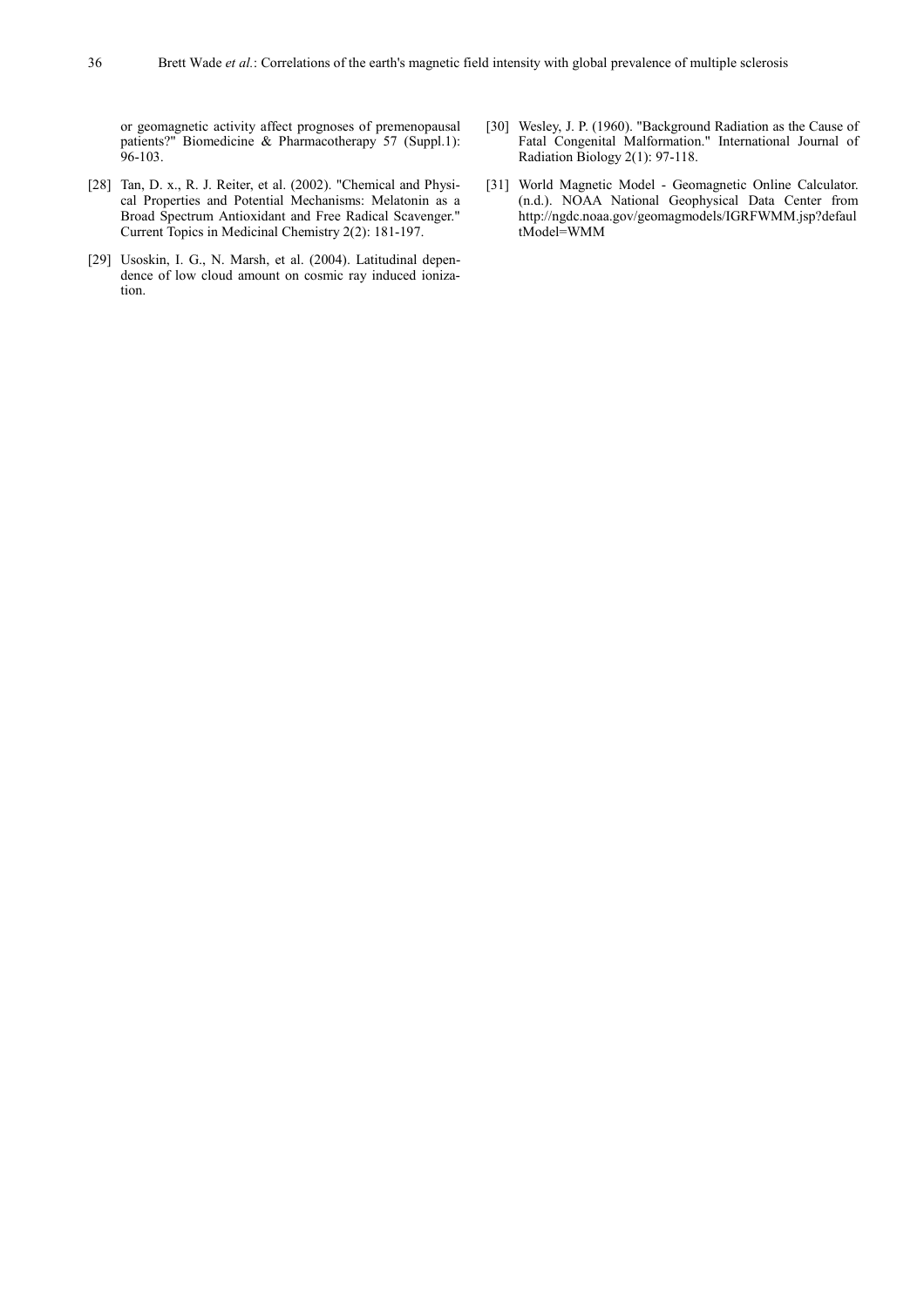or geomagnetic activity affect prognoses of premenopausal patients?" Biomedicine & Pharmacotherapy 57 (Suppl.1): 96-103.

[28] Tan, D. x., R. J. Reiter, et al. (2002). "Chemical and Physical Properties and Potential Mechanisms: Melatonin as a Broad Spectrum Antioxidant and Free Radical Scavenger." Current Topics in Medicinal Chemistry 2(2): 181-197.

[29] Usoskin, I. G., N. Marsh, et al. (2004). Latitudinal dependence of low cloud amount on cosmic ray induced ionization.

[30] Wesley, J. P. (1960). "Background Radiation as the Cause of Fatal Congenital Malformation." International Journal of Radiation Biology 2(1): 97-118.

[31] World Magnetic Model - Geomagnetic Online Calculator. (n.d.). NOAA National Geophysical Data Center from http://ngdc.noaa.gov/geomagmodels/IGRFWMM.jsp?defaultModel=WMM